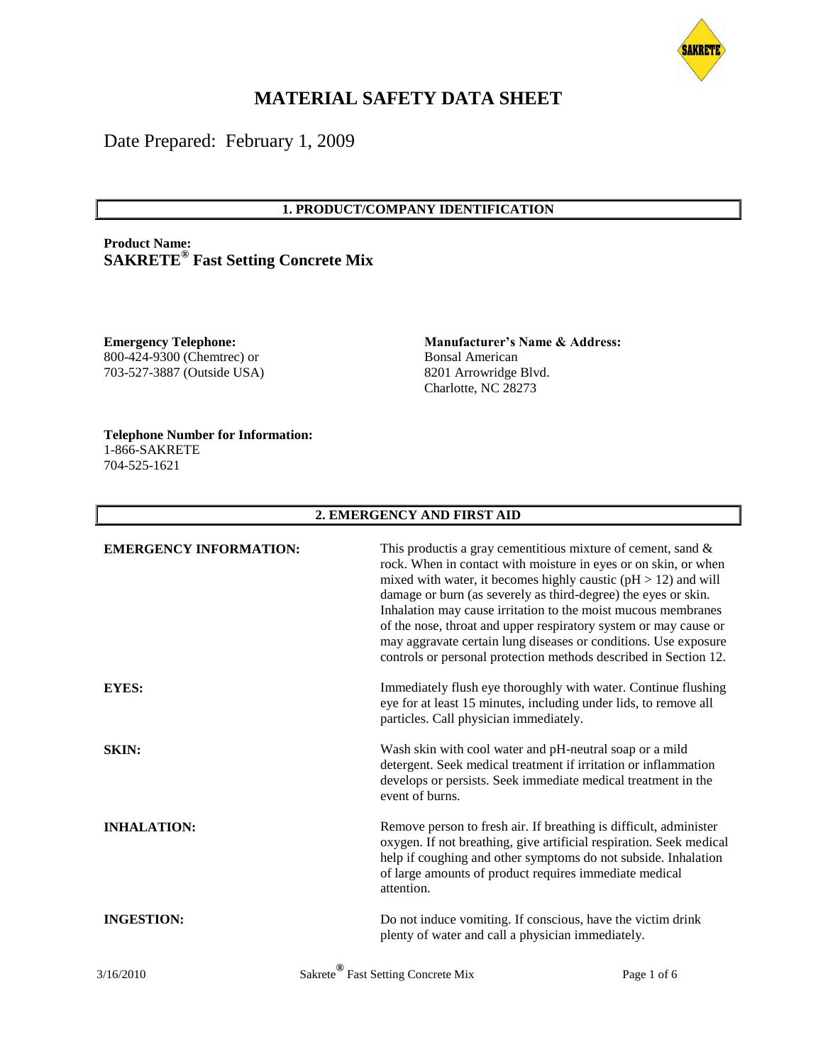# MATERIAL SAFETY DATA SHEET

Date Prepared: February 1, 2009

## 1. PRODUCT/COMPANY IDENTIFICATION

**Product Name:**
**SAKRETE® Fast Setting Concrete Mix**

**Emergency Telephone:**
800-424-9300 (Chemtrec) or
703-527-3887 (Outside USA)

**Manufacturer's Name & Address:**
Bonsal American
8201 Arrowridge Blvd.
Charlotte, NC 28273

**Telephone Number for Information:**
1-866-SAKRETE
704-525-1621

## 2. EMERGENCY AND FIRST AID

**EMERGENCY INFORMATION:** This productis a gray cementitious mixture of cement, sand & rock. When in contact with moisture in eyes or on skin, or when mixed with water, it becomes highly caustic (pH > 12) and will damage or burn (as severely as third-degree) the eyes or skin. Inhalation may cause irritation to the moist mucous membranes of the nose, throat and upper respiratory system or may cause or may aggravate certain lung diseases or conditions. Use exposure controls or personal protection methods described in Section 12.

**EYES:** Immediately flush eye thoroughly with water. Continue flushing eye for at least 15 minutes, including under lids, to remove all particles. Call physician immediately.

**SKIN:** Wash skin with cool water and pH-neutral soap or a mild detergent. Seek medical treatment if irritation or inflammation develops or persists. Seek immediate medical treatment in the event of burns.

**INHALATION:** Remove person to fresh air. If breathing is difficult, administer oxygen. If not breathing, give artificial respiration. Seek medical help if coughing and other symptoms do not subside. Inhalation of large amounts of product requires immediate medical attention.

**INGESTION:** Do not induce vomiting. If conscious, have the victim drink plenty of water and call a physician immediately.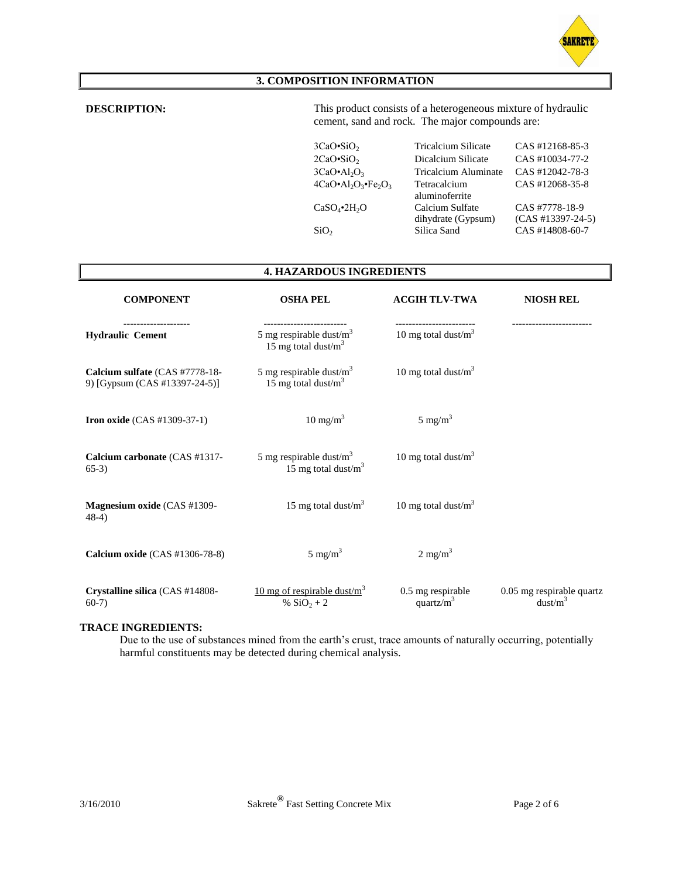## 3. COMPOSITION INFORMATION

**DESCRIPTION:** This product consists of a heterogeneous mixture of hydraulic cement, sand and rock. The major compounds are:

| | | |
|---|---|---|
| $3CaO \cdot SiO_2$ | Tricalcium Silicate | CAS #12168-85-3 |
| $2CaO \cdot SiO_2$ | Dicalcium Silicate | CAS #10034-77-2 |
| $3CaO \cdot Al_2O_3$ | Tricalcium Aluminate | CAS #12042-78-3 |
| $4CaO \cdot Al_2O_3 \cdot Fe_2O_3$ | Tetracalcium aluminoferrite | CAS #12068-35-8 |
| $CaSO_4 \cdot 2H_2O$ | Calcium Sulfate dihydrate (Gypsum) | CAS #7778-18-9 (CAS #13397-24-5) |
| $SiO_2$ | Silica Sand | CAS #14808-60-7 |

## 4. HAZARDOUS INGREDIENTS

| COMPONENT | OSHA PEL | ACGIH TLV-TWA | NIOSH REL |
|---|---|---|---|
| **Hydraulic Cement** | 5 mg respirable dust/m$^3$<br>15 mg total dust/m$^3$ | 10 mg total dust/m$^3$ | |
| **Calcium sulfate** (CAS #7778-18-9) [Gypsum (CAS #13397-24-5)] | 5 mg respirable dust/m$^3$<br>15 mg total dust/m$^3$ | 10 mg total dust/m$^3$ | |
| **Iron oxide** (CAS #1309-37-1) | 10 mg/m$^3$ | 5 mg/m$^3$ | |
| **Calcium carbonate** (CAS #1317-65-3) | 5 mg respirable dust/m$^3$<br>15 mg total dust/m$^3$ | 10 mg total dust/m$^3$ | |
| **Magnesium oxide** (CAS #1309-48-4) | 15 mg total dust/m$^3$ | 10 mg total dust/m$^3$ | |
| **Calcium oxide** (CAS #1306-78-8) | 5 mg/m$^3$ | 2 mg/m$^3$ | |
| **Crystalline silica** (CAS #14808-60-7) | $\frac{\text{10 mg of respirable dust/m}^3}{\% \, SiO_2 + 2}$ | 0.5 mg respirable quartz/m$^3$ | 0.05 mg respirable quartz dust/m$^3$ |

**TRACE INGREDIENTS:**

Due to the use of substances mined from the earth's crust, trace amounts of naturally occurring, potentially harmful constituents may be detected during chemical analysis.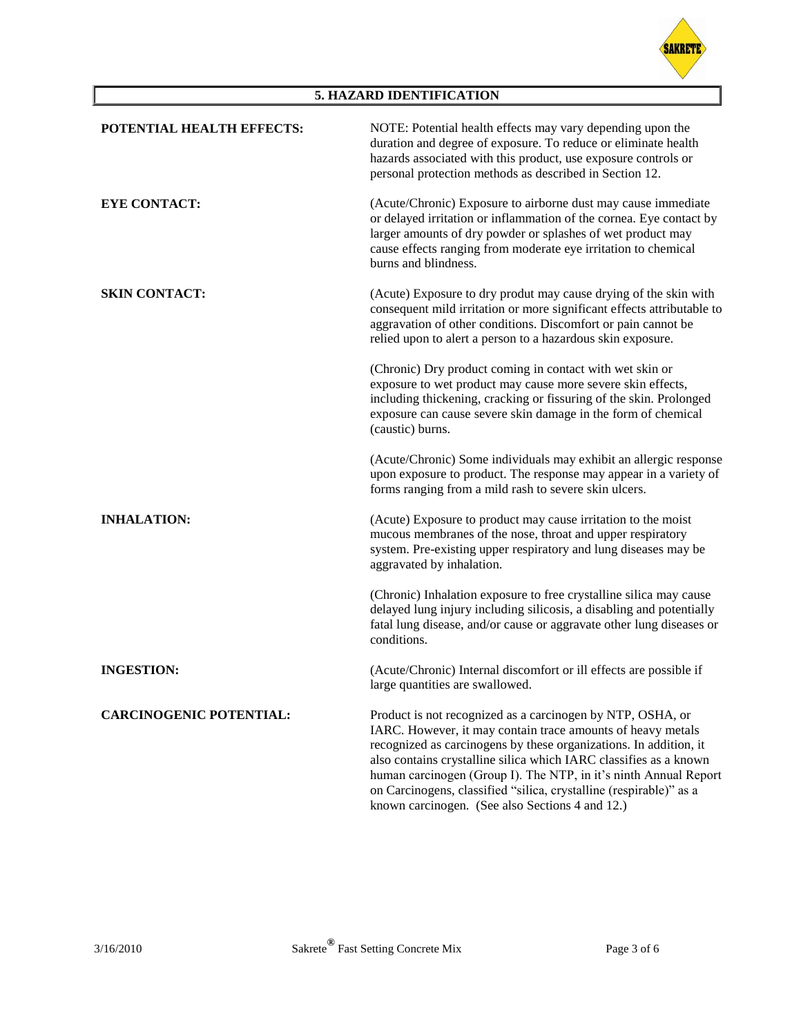## 5. HAZARD IDENTIFICATION

**POTENTIAL HEALTH EFFECTS:**

NOTE: Potential health effects may vary depending upon the duration and degree of exposure. To reduce or eliminate health hazards associated with this product, use exposure controls or personal protection methods as described in Section 12.

**EYE CONTACT:**

(Acute/Chronic) Exposure to airborne dust may cause immediate or delayed irritation or inflammation of the cornea. Eye contact by larger amounts of dry powder or splashes of wet product may cause effects ranging from moderate eye irritation to chemical burns and blindness.

**SKIN CONTACT:**

(Acute) Exposure to dry produt may cause drying of the skin with consequent mild irritation or more significant effects attributable to aggravation of other conditions. Discomfort or pain cannot be relied upon to alert a person to a hazardous skin exposure.

(Chronic) Dry product coming in contact with wet skin or exposure to wet product may cause more severe skin effects, including thickening, cracking or fissuring of the skin. Prolonged exposure can cause severe skin damage in the form of chemical (caustic) burns.

(Acute/Chronic) Some individuals may exhibit an allergic response upon exposure to product. The response may appear in a variety of forms ranging from a mild rash to severe skin ulcers.

**INHALATION:**

(Acute) Exposure to product may cause irritation to the moist mucous membranes of the nose, throat and upper respiratory system. Pre-existing upper respiratory and lung diseases may be aggravated by inhalation.

(Chronic) Inhalation exposure to free crystalline silica may cause delayed lung injury including silicosis, a disabling and potentially fatal lung disease, and/or cause or aggravate other lung diseases or conditions.

**INGESTION:**

(Acute/Chronic) Internal discomfort or ill effects are possible if large quantities are swallowed.

**CARCINOGENIC POTENTIAL:**

Product is not recognized as a carcinogen by NTP, OSHA, or IARC. However, it may contain trace amounts of heavy metals recognized as carcinogens by these organizations. In addition, it also contains crystalline silica which IARC classifies as a known human carcinogen (Group I). The NTP, in it's ninth Annual Report on Carcinogens, classified "silica, crystalline (respirable)" as a known carcinogen. (See also Sections 4 and 12.)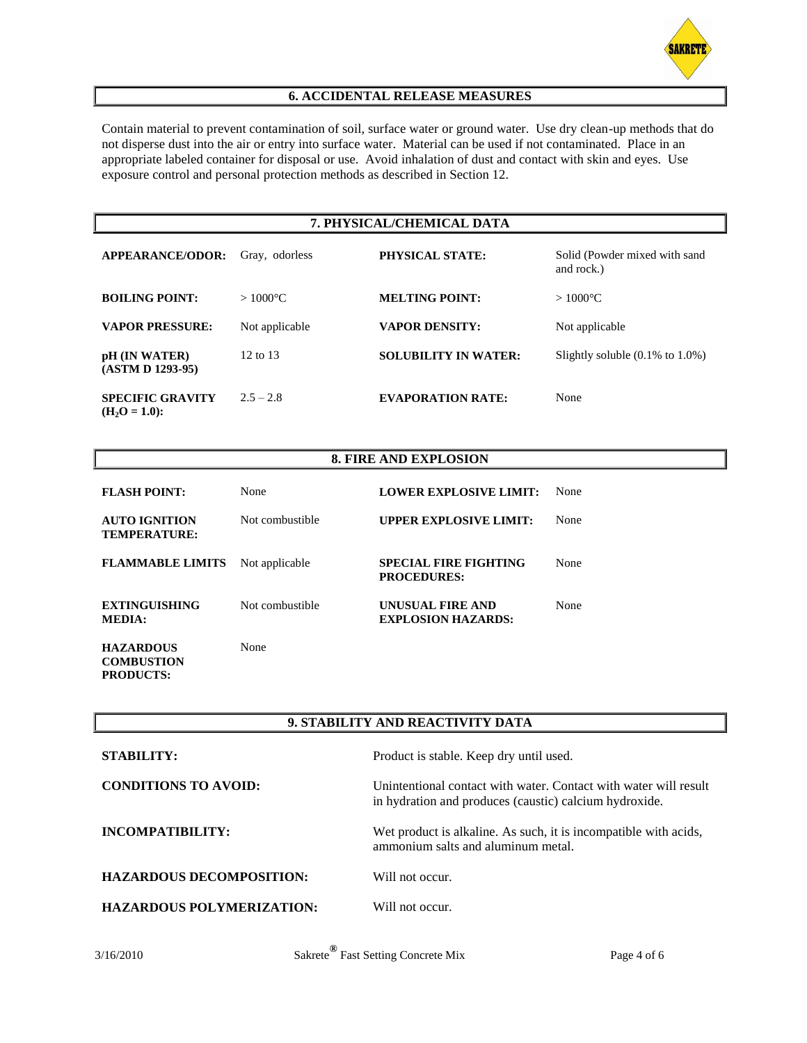## 6. ACCIDENTAL RELEASE MEASURES

Contain material to prevent contamination of soil, surface water or ground water. Use dry clean-up methods that do not disperse dust into the air or entry into surface water. Material can be used if not contaminated. Place in an appropriate labeled container for disposal or use. Avoid inhalation of dust and contact with skin and eyes. Use exposure control and personal protection methods as described in Section 12.

## 7. PHYSICAL/CHEMICAL DATA

| | | | |
|---|---|---|---|
| **APPEARANCE/ODOR:** | Gray, odorless | **PHYSICAL STATE:** | Solid (Powder mixed with sand and rock.) |
| **BOILING POINT:** | > 1000°C | **MELTING POINT:** | > 1000°C |
| **VAPOR PRESSURE:** | Not applicable | **VAPOR DENSITY:** | Not applicable |
| **pH (IN WATER) (ASTM D 1293-95)** | 12 to 13 | **SOLUBILITY IN WATER:** | Slightly soluble (0.1% to 1.0%) |
| **SPECIFIC GRAVITY ($H_2O$ = 1.0):** | 2.5 – 2.8 | **EVAPORATION RATE:** | None |

## 8. FIRE AND EXPLOSION

| | | | |
|---|---|---|---|
| **FLASH POINT:** | None | **LOWER EXPLOSIVE LIMIT:** | None |
| **AUTO IGNITION TEMPERATURE:** | Not combustible | **UPPER EXPLOSIVE LIMIT:** | None |
| **FLAMMABLE LIMITS** | Not applicable | **SPECIAL FIRE FIGHTING PROCEDURES:** | None |
| **EXTINGUISHING MEDIA:** | Not combustible | **UNUSUAL FIRE AND EXPLOSION HAZARDS:** | None |
| **HAZARDOUS COMBUSTION PRODUCTS:** | None | | |

## 9. STABILITY AND REACTIVITY DATA

| | |
|---|---|
| **STABILITY:** | Product is stable. Keep dry until used. |
| **CONDITIONS TO AVOID:** | Unintentional contact with water. Contact with water will result in hydration and produces (caustic) calcium hydroxide. |
| **INCOMPATIBILITY:** | Wet product is alkaline. As such, it is incompatible with acids, ammonium salts and aluminum metal. |
| **HAZARDOUS DECOMPOSITION:** | Will not occur. |
| **HAZARDOUS POLYMERIZATION:** | Will not occur. |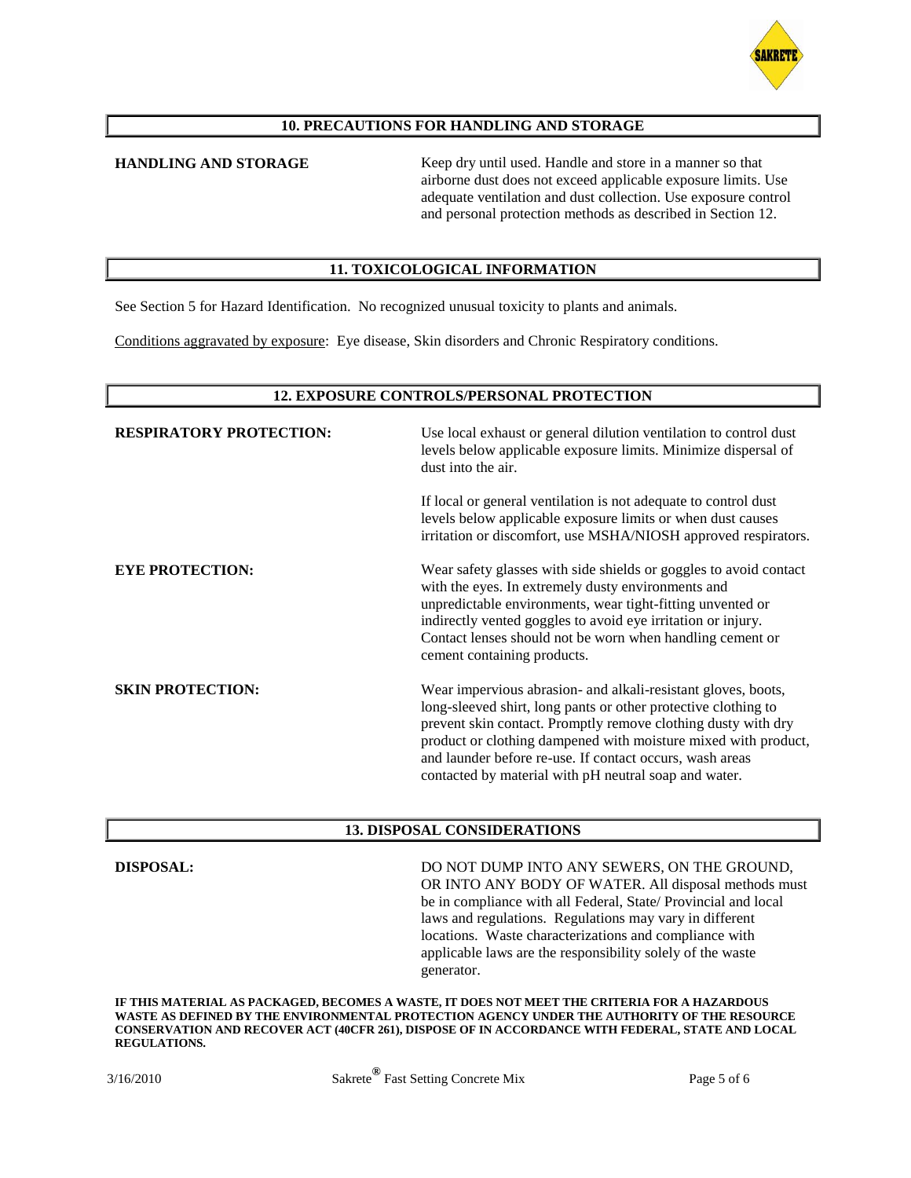## 10. PRECAUTIONS FOR HANDLING AND STORAGE

**HANDLING AND STORAGE**

Keep dry until used. Handle and store in a manner so that airborne dust does not exceed applicable exposure limits. Use adequate ventilation and dust collection. Use exposure control and personal protection methods as described in Section 12.

## 11. TOXICOLOGICAL INFORMATION

See Section 5 for Hazard Identification. No recognized unusual toxicity to plants and animals.

Conditions aggravated by exposure: Eye disease, Skin disorders and Chronic Respiratory conditions.

## 12. EXPOSURE CONTROLS/PERSONAL PROTECTION

**RESPIRATORY PROTECTION:**

Use local exhaust or general dilution ventilation to control dust levels below applicable exposure limits. Minimize dispersal of dust into the air.

If local or general ventilation is not adequate to control dust levels below applicable exposure limits or when dust causes irritation or discomfort, use MSHA/NIOSH approved respirators.

**EYE PROTECTION:**

Wear safety glasses with side shields or goggles to avoid contact with the eyes. In extremely dusty environments and unpredictable environments, wear tight-fitting unvented or indirectly vented goggles to avoid eye irritation or injury. Contact lenses should not be worn when handling cement or cement containing products.

**SKIN PROTECTION:**

Wear impervious abrasion- and alkali-resistant gloves, boots, long-sleeved shirt, long pants or other protective clothing to prevent skin contact. Promptly remove clothing dusty with dry product or clothing dampened with moisture mixed with product, and launder before re-use. If contact occurs, wash areas contacted by material with pH neutral soap and water.

## 13. DISPOSAL CONSIDERATIONS

**DISPOSAL:**

DO NOT DUMP INTO ANY SEWERS, ON THE GROUND, OR INTO ANY BODY OF WATER. All disposal methods must be in compliance with all Federal, State/ Provincial and local laws and regulations. Regulations may vary in different locations. Waste characterizations and compliance with applicable laws are the responsibility solely of the waste generator.

**IF THIS MATERIAL AS PACKAGED, BECOMES A WASTE, IT DOES NOT MEET THE CRITERIA FOR A HAZARDOUS WASTE AS DEFINED BY THE ENVIRONMENTAL PROTECTION AGENCY UNDER THE AUTHORITY OF THE RESOURCE CONSERVATION AND RECOVER ACT (40CFR 261), DISPOSE OF IN ACCORDANCE WITH FEDERAL, STATE AND LOCAL REGULATIONS.**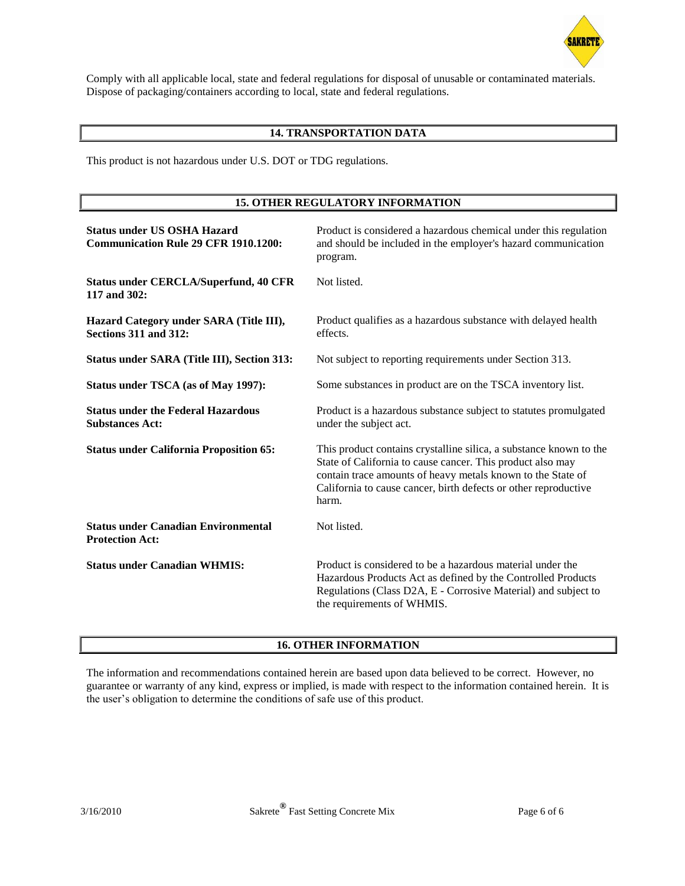Comply with all applicable local, state and federal regulations for disposal of unusable or contaminated materials. Dispose of packaging/containers according to local, state and federal regulations.

## 14. TRANSPORTATION DATA

This product is not hazardous under U.S. DOT or TDG regulations.

## 15. OTHER REGULATORY INFORMATION

| | |
|---|---|
| **Status under US OSHA Hazard Communication Rule 29 CFR 1910.1200:** | Product is considered a hazardous chemical under this regulation and should be included in the employer's hazard communication program. |
| **Status under CERCLA/Superfund, 40 CFR 117 and 302:** | Not listed. |
| **Hazard Category under SARA (Title III), Sections 311 and 312:** | Product qualifies as a hazardous substance with delayed health effects. |
| **Status under SARA (Title III), Section 313:** | Not subject to reporting requirements under Section 313. |
| **Status under TSCA (as of May 1997):** | Some substances in product are on the TSCA inventory list. |
| **Status under the Federal Hazardous Substances Act:** | Product is a hazardous substance subject to statutes promulgated under the subject act. |
| **Status under California Proposition 65:** | This product contains crystalline silica, a substance known to the State of California to cause cancer. This product also may contain trace amounts of heavy metals known to the State of California to cause cancer, birth defects or other reproductive harm. |
| **Status under Canadian Environmental Protection Act:** | Not listed. |
| **Status under Canadian WHMIS:** | Product is considered to be a hazardous material under the Hazardous Products Act as defined by the Controlled Products Regulations (Class D2A, E - Corrosive Material) and subject to the requirements of WHMIS. |

## 16. OTHER INFORMATION

The information and recommendations contained herein are based upon data believed to be correct. However, no guarantee or warranty of any kind, express or implied, is made with respect to the information contained herein. It is the user's obligation to determine the conditions of safe use of this product.